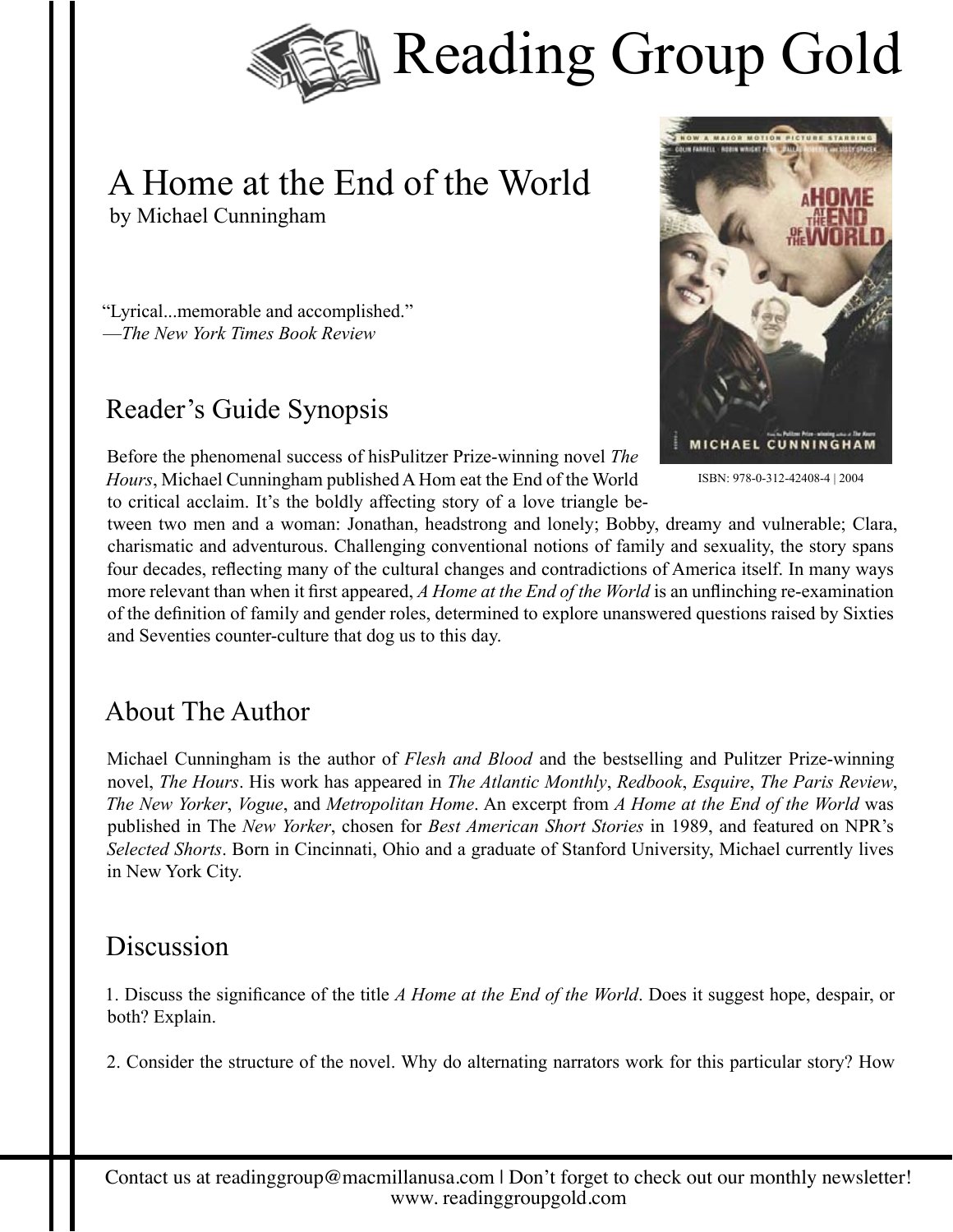# Reading Group Gold

## A Home at the End of the World

by Michael Cunningham

"Lyrical...memorable and accomplished."
—*The New York Times Book Review*

ISBN: 978-0-312-42408-4 | 2004

## Reader's Guide Synopsis

Before the phenomenal success of hisPulitzer Prize-winning novel *The Hours*, Michael Cunningham published A Hom eat the End of the World to critical acclaim. It's the boldly affecting story of a love triangle between two men and a woman: Jonathan, headstrong and lonely; Bobby, dreamy and vulnerable; Clara, charismatic and adventurous. Challenging conventional notions of family and sexuality, the story spans four decades, reflecting many of the cultural changes and contradictions of America itself. In many ways more relevant than when it first appeared, *A Home at the End of the World* is an unflinching re-examination of the definition of family and gender roles, determined to explore unanswered questions raised by Sixties and Seventies counter-culture that dog us to this day.

## About The Author

Michael Cunningham is the author of *Flesh and Blood* and the bestselling and Pulitzer Prize-winning novel, *The Hours*. His work has appeared in *The Atlantic Monthly*, *Redbook*, *Esquire*, *The Paris Review*, *The New Yorker*, *Vogue*, and *Metropolitan Home*. An excerpt from *A Home at the End of the World* was published in The *New Yorker*, chosen for *Best American Short Stories* in 1989, and featured on NPR's *Selected Shorts*. Born in Cincinnati, Ohio and a graduate of Stanford University, Michael currently lives in New York City.

## Discussion

1. Discuss the significance of the title *A Home at the End of the World*. Does it suggest hope, despair, or both? Explain.

2. Consider the structure of the novel. Why do alternating narrators work for this particular story? How

Contact us at readinggroup@macmillanusa.com | Don't forget to check out our monthly newsletter!
www. readinggroupgold.com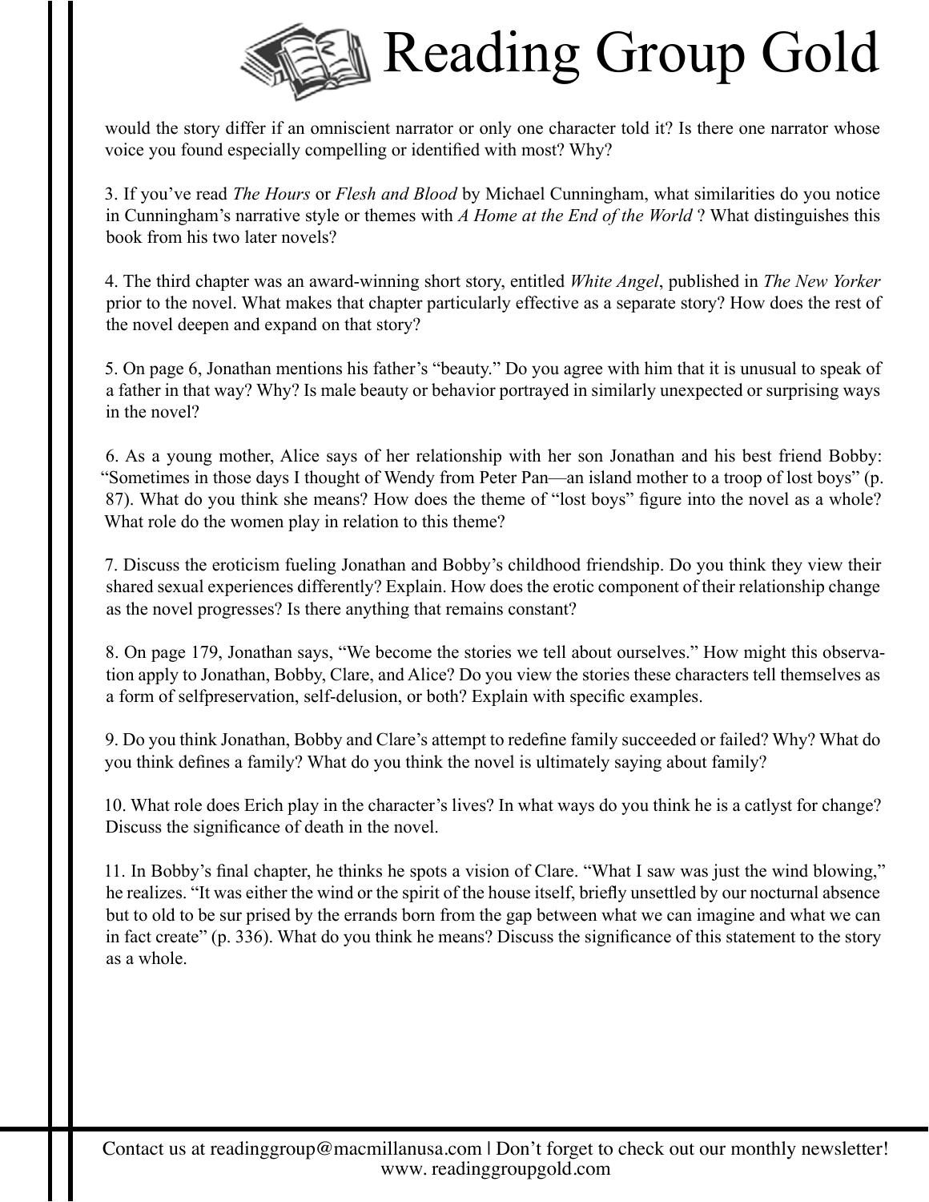would the story differ if an omniscient narrator or only one character told it? Is there one narrator whose voice you found especially compelling or identified with most? Why?

3. If you've read *The Hours* or *Flesh and Blood* by Michael Cunningham, what similarities do you notice in Cunningham's narrative style or themes with *A Home at the End of the World* ? What distinguishes this book from his two later novels?

4. The third chapter was an award-winning short story, entitled *White Angel*, published in *The New Yorker* prior to the novel. What makes that chapter particularly effective as a separate story? How does the rest of the novel deepen and expand on that story?

5. On page 6, Jonathan mentions his father's "beauty." Do you agree with him that it is unusual to speak of a father in that way? Why? Is male beauty or behavior portrayed in similarly unexpected or surprising ways in the novel?

6. As a young mother, Alice says of her relationship with her son Jonathan and his best friend Bobby: "Sometimes in those days I thought of Wendy from Peter Pan—an island mother to a troop of lost boys" (p. 87). What do you think she means? How does the theme of "lost boys" figure into the novel as a whole? What role do the women play in relation to this theme?

7. Discuss the eroticism fueling Jonathan and Bobby's childhood friendship. Do you think they view their shared sexual experiences differently? Explain. How does the erotic component of their relationship change as the novel progresses? Is there anything that remains constant?

8. On page 179, Jonathan says, "We become the stories we tell about ourselves." How might this observation apply to Jonathan, Bobby, Clare, and Alice? Do you view the stories these characters tell themselves as a form of selfpreservation, self-delusion, or both? Explain with specific examples.

9. Do you think Jonathan, Bobby and Clare's attempt to redefine family succeeded or failed? Why? What do you think defines a family? What do you think the novel is ultimately saying about family?

10. What role does Erich play in the character's lives? In what ways do you think he is a catlyst for change? Discuss the significance of death in the novel.

11. In Bobby's final chapter, he thinks he spots a vision of Clare. "What I saw was just the wind blowing," he realizes. "It was either the wind or the spirit of the house itself, briefly unsettled by our nocturnal absence but to old to be sur prised by the errands born from the gap between what we can imagine and what we can in fact create" (p. 336). What do you think he means? Discuss the significance of this statement to the story as a whole.

Contact us at readinggroup@macmillanusa.com | Don't forget to check out our monthly newsletter!
www. readinggroupgold.com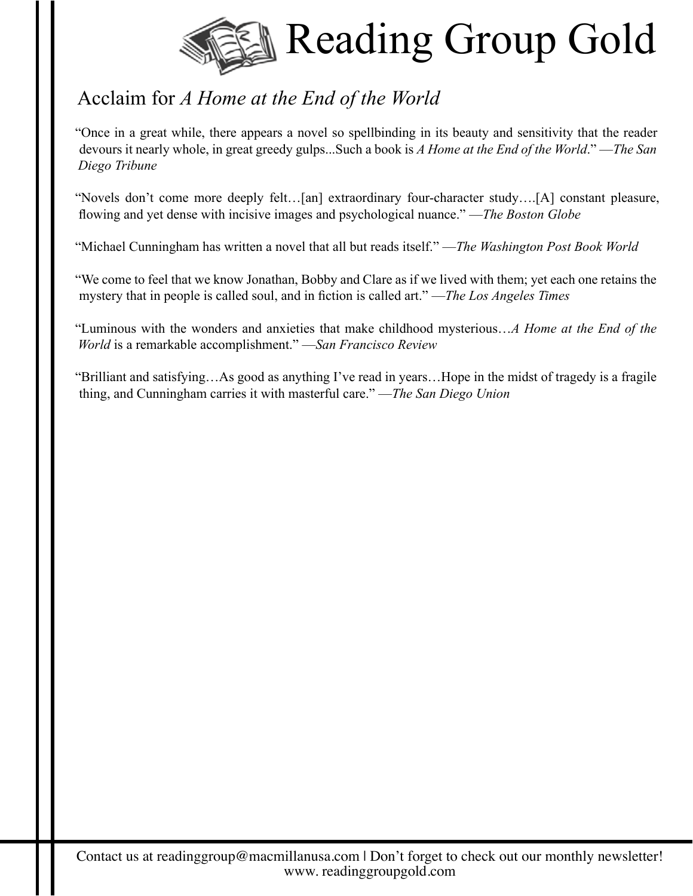## Acclaim for *A Home at the End of the World*

"Once in a great while, there appears a novel so spellbinding in its beauty and sensitivity that the reader devours it nearly whole, in great greedy gulps...Such a book is *A Home at the End of the World*." —*The San Diego Tribune*

"Novels don't come more deeply felt…[an] extraordinary four-character study….[A] constant pleasure, flowing and yet dense with incisive images and psychological nuance." —*The Boston Globe*

"Michael Cunningham has written a novel that all but reads itself." —*The Washington Post Book World*

"We come to feel that we know Jonathan, Bobby and Clare as if we lived with them; yet each one retains the mystery that in people is called soul, and in fiction is called art." —*The Los Angeles Times*

"Luminous with the wonders and anxieties that make childhood mysterious…*A Home at the End of the World* is a remarkable accomplishment." —*San Francisco Review*

"Brilliant and satisfying…As good as anything I've read in years…Hope in the midst of tragedy is a fragile thing, and Cunningham carries it with masterful care." —*The San Diego Union*